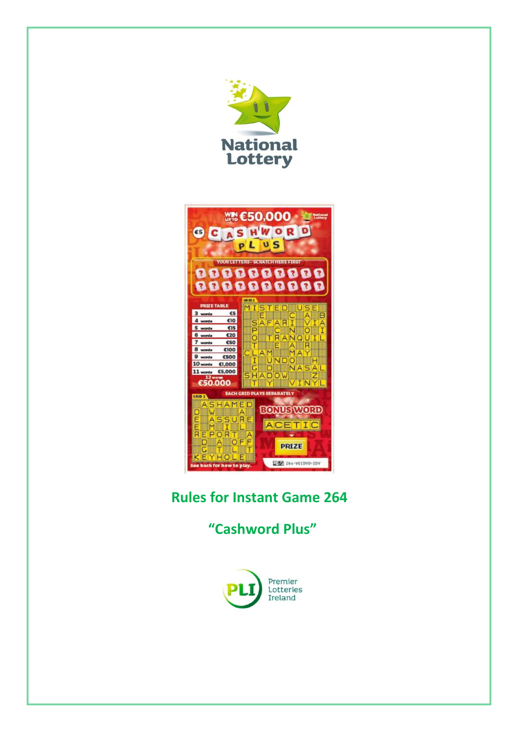# Rules for Instant Game 264

## "Cashword Plus"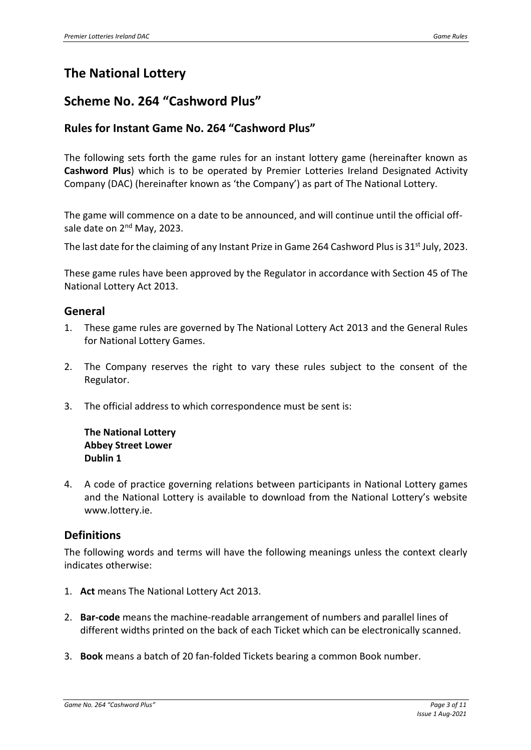# The National Lottery

# Scheme No. 264 "Cashword Plus"

## Rules for Instant Game No. 264 "Cashword Plus"

The following sets forth the game rules for an instant lottery game (hereinafter known as **Cashword Plus**) which is to be operated by Premier Lotteries Ireland Designated Activity Company (DAC) (hereinafter known as 'the Company') as part of The National Lottery.

The game will commence on a date to be announced, and will continue until the official off-sale date on 2nd May, 2023.

The last date for the claiming of any Instant Prize in Game 264 Cashword Plus is 31st July, 2023.

These game rules have been approved by the Regulator in accordance with Section 45 of The National Lottery Act 2013.

## General

1. These game rules are governed by The National Lottery Act 2013 and the General Rules for National Lottery Games.

2. The Company reserves the right to vary these rules subject to the consent of the Regulator.

3. The official address to which correspondence must be sent is:

   **The National Lottery**
   **Abbey Street Lower**
   **Dublin 1**

4. A code of practice governing relations between participants in National Lottery games and the National Lottery is available to download from the National Lottery's website www.lottery.ie.

## Definitions

The following words and terms will have the following meanings unless the context clearly indicates otherwise:

1. **Act** means The National Lottery Act 2013.

2. **Bar-code** means the machine-readable arrangement of numbers and parallel lines of different widths printed on the back of each Ticket which can be electronically scanned.

3. **Book** means a batch of 20 fan-folded Tickets bearing a common Book number.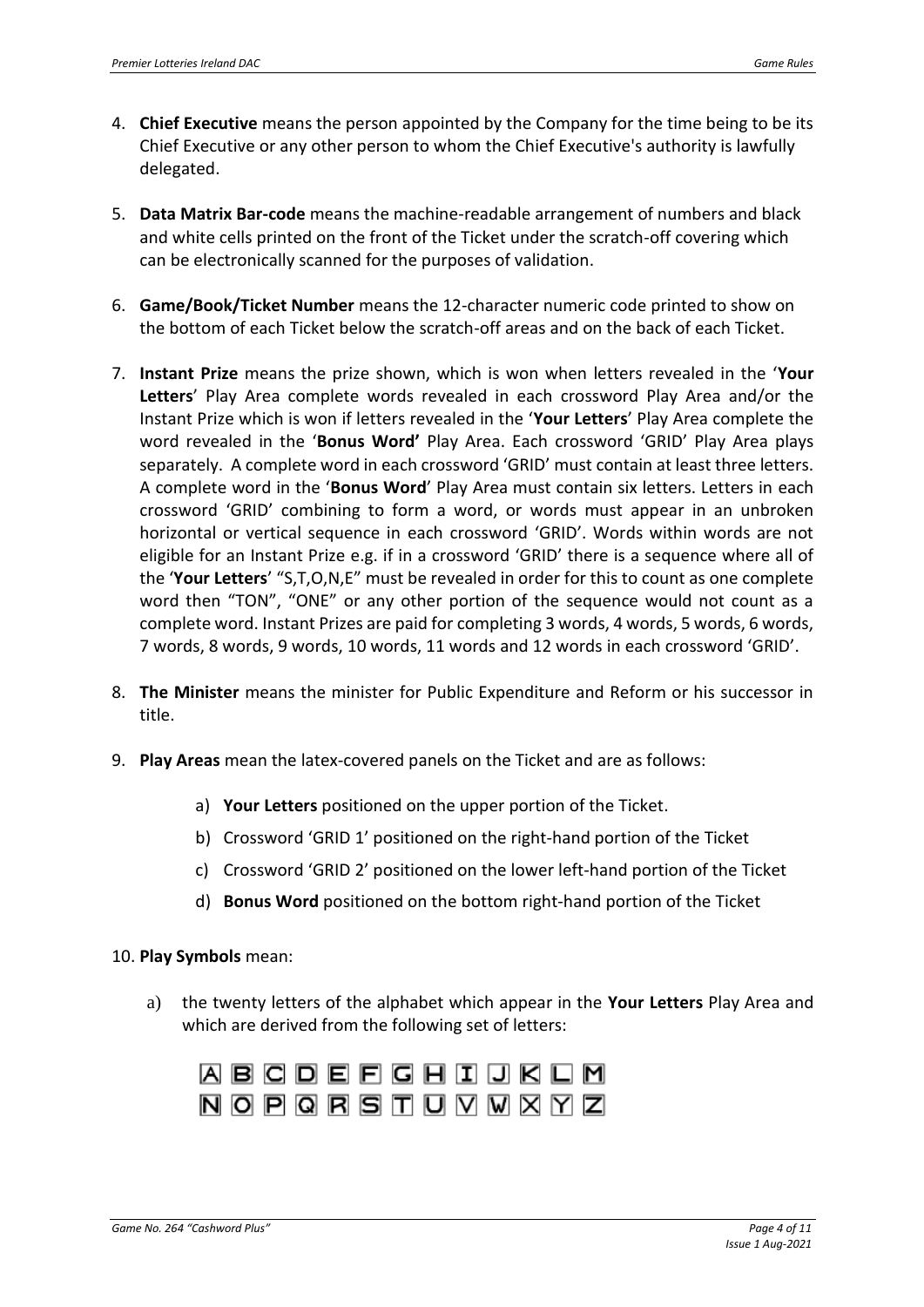4. **Chief Executive** means the person appointed by the Company for the time being to be its Chief Executive or any other person to whom the Chief Executive's authority is lawfully delegated.

5. **Data Matrix Bar-code** means the machine-readable arrangement of numbers and black and white cells printed on the front of the Ticket under the scratch-off covering which can be electronically scanned for the purposes of validation.

6. **Game/Book/Ticket Number** means the 12-character numeric code printed to show on the bottom of each Ticket below the scratch-off areas and on the back of each Ticket.

7. **Instant Prize** means the prize shown, which is won when letters revealed in the '**Your Letters**' Play Area complete words revealed in each crossword Play Area and/or the Instant Prize which is won if letters revealed in the '**Your Letters**' Play Area complete the word revealed in the '**Bonus Word'** Play Area. Each crossword 'GRID' Play Area plays separately. A complete word in each crossword 'GRID' must contain at least three letters. A complete word in the '**Bonus Word**' Play Area must contain six letters. Letters in each crossword 'GRID' combining to form a word, or words must appear in an unbroken horizontal or vertical sequence in each crossword 'GRID'. Words within words are not eligible for an Instant Prize e.g. if in a crossword 'GRID' there is a sequence where all of the '**Your Letters**' "S,T,O,N,E" must be revealed in order for this to count as one complete word then "TON", "ONE" or any other portion of the sequence would not count as a complete word. Instant Prizes are paid for completing 3 words, 4 words, 5 words, 6 words, 7 words, 8 words, 9 words, 10 words, 11 words and 12 words in each crossword 'GRID'.

8. **The Minister** means the minister for Public Expenditure and Reform or his successor in title.

9. **Play Areas** mean the latex-covered panels on the Ticket and are as follows:

   a) **Your Letters** positioned on the upper portion of the Ticket.

   b) Crossword 'GRID 1' positioned on the right-hand portion of the Ticket

   c) Crossword 'GRID 2' positioned on the lower left-hand portion of the Ticket

   d) **Bonus Word** positioned on the bottom right-hand portion of the Ticket

10. **Play Symbols** mean:

    a) the twenty letters of the alphabet which appear in the **Your Letters** Play Area and which are derived from the following set of letters:

    A B C D E F G H I J K L M
    N O P Q R S T U V W X Y Z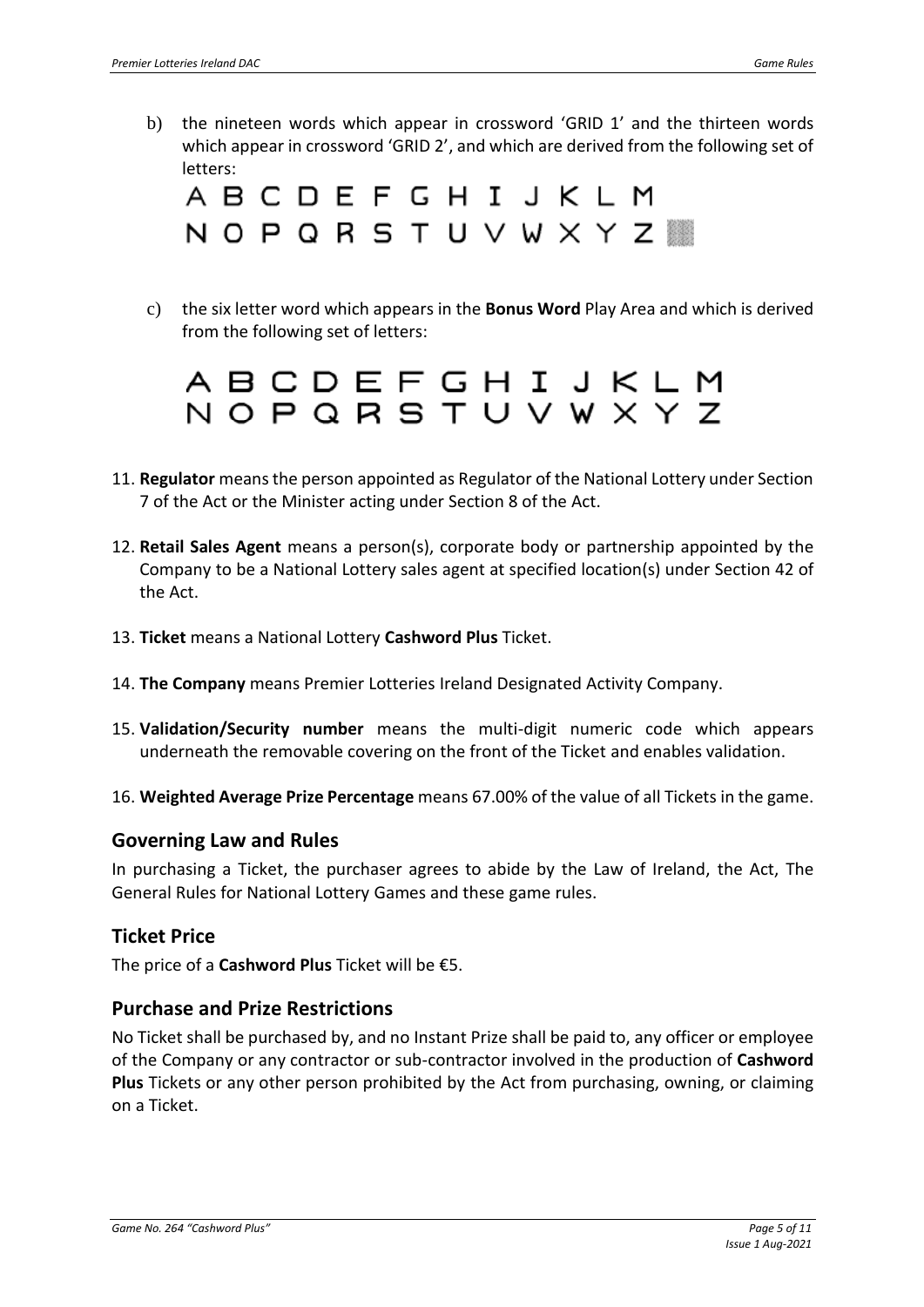b) the nineteen words which appear in crossword 'GRID 1' and the thirteen words which appear in crossword 'GRID 2', and which are derived from the following set of letters:

A B C D E F G H I J K L M
N O P Q R S T U V W X Y Z

c) the six letter word which appears in the **Bonus Word** Play Area and which is derived from the following set of letters:

A B C D E F G H I J K L M
N O P Q R S T U V W X Y Z

11. **Regulator** means the person appointed as Regulator of the National Lottery under Section 7 of the Act or the Minister acting under Section 8 of the Act.

12. **Retail Sales Agent** means a person(s), corporate body or partnership appointed by the Company to be a National Lottery sales agent at specified location(s) under Section 42 of the Act.

13. **Ticket** means a National Lottery **Cashword Plus** Ticket.

14. **The Company** means Premier Lotteries Ireland Designated Activity Company.

15. **Validation/Security number** means the multi-digit numeric code which appears underneath the removable covering on the front of the Ticket and enables validation.

16. **Weighted Average Prize Percentage** means 67.00% of the value of all Tickets in the game.

## Governing Law and Rules

In purchasing a Ticket, the purchaser agrees to abide by the Law of Ireland, the Act, The General Rules for National Lottery Games and these game rules.

## Ticket Price

The price of a **Cashword Plus** Ticket will be €5.

## Purchase and Prize Restrictions

No Ticket shall be purchased by, and no Instant Prize shall be paid to, any officer or employee of the Company or any contractor or sub-contractor involved in the production of **Cashword Plus** Tickets or any other person prohibited by the Act from purchasing, owning, or claiming on a Ticket.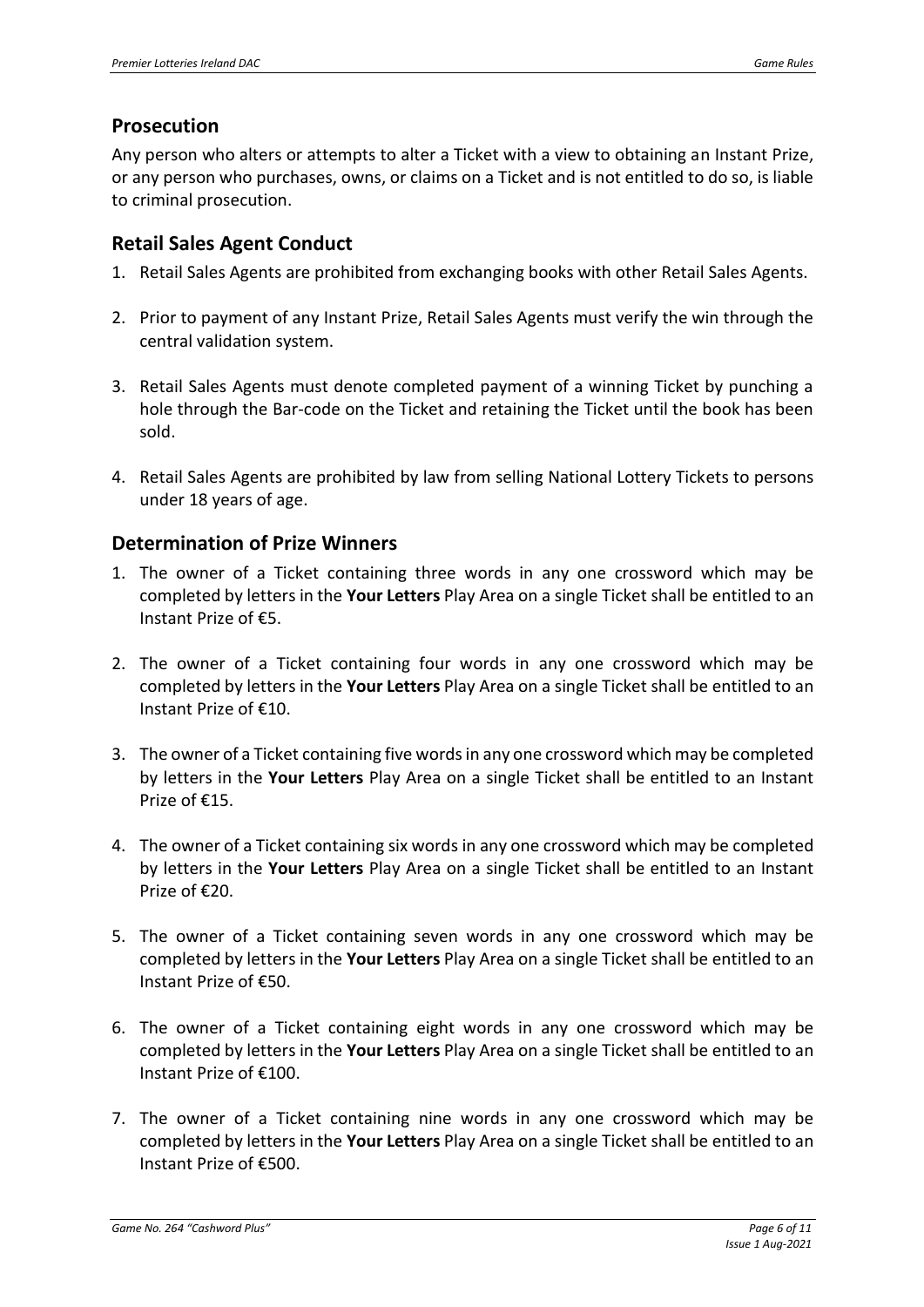## Prosecution

Any person who alters or attempts to alter a Ticket with a view to obtaining an Instant Prize, or any person who purchases, owns, or claims on a Ticket and is not entitled to do so, is liable to criminal prosecution.

## Retail Sales Agent Conduct

1. Retail Sales Agents are prohibited from exchanging books with other Retail Sales Agents.

2. Prior to payment of any Instant Prize, Retail Sales Agents must verify the win through the central validation system.

3. Retail Sales Agents must denote completed payment of a winning Ticket by punching a hole through the Bar-code on the Ticket and retaining the Ticket until the book has been sold.

4. Retail Sales Agents are prohibited by law from selling National Lottery Tickets to persons under 18 years of age.

## Determination of Prize Winners

1. The owner of a Ticket containing three words in any one crossword which may be completed by letters in the **Your Letters** Play Area on a single Ticket shall be entitled to an Instant Prize of €5.

2. The owner of a Ticket containing four words in any one crossword which may be completed by letters in the **Your Letters** Play Area on a single Ticket shall be entitled to an Instant Prize of €10.

3. The owner of a Ticket containing five words in any one crossword which may be completed by letters in the **Your Letters** Play Area on a single Ticket shall be entitled to an Instant Prize of €15.

4. The owner of a Ticket containing six words in any one crossword which may be completed by letters in the **Your Letters** Play Area on a single Ticket shall be entitled to an Instant Prize of €20.

5. The owner of a Ticket containing seven words in any one crossword which may be completed by letters in the **Your Letters** Play Area on a single Ticket shall be entitled to an Instant Prize of €50.

6. The owner of a Ticket containing eight words in any one crossword which may be completed by letters in the **Your Letters** Play Area on a single Ticket shall be entitled to an Instant Prize of €100.

7. The owner of a Ticket containing nine words in any one crossword which may be completed by letters in the **Your Letters** Play Area on a single Ticket shall be entitled to an Instant Prize of €500.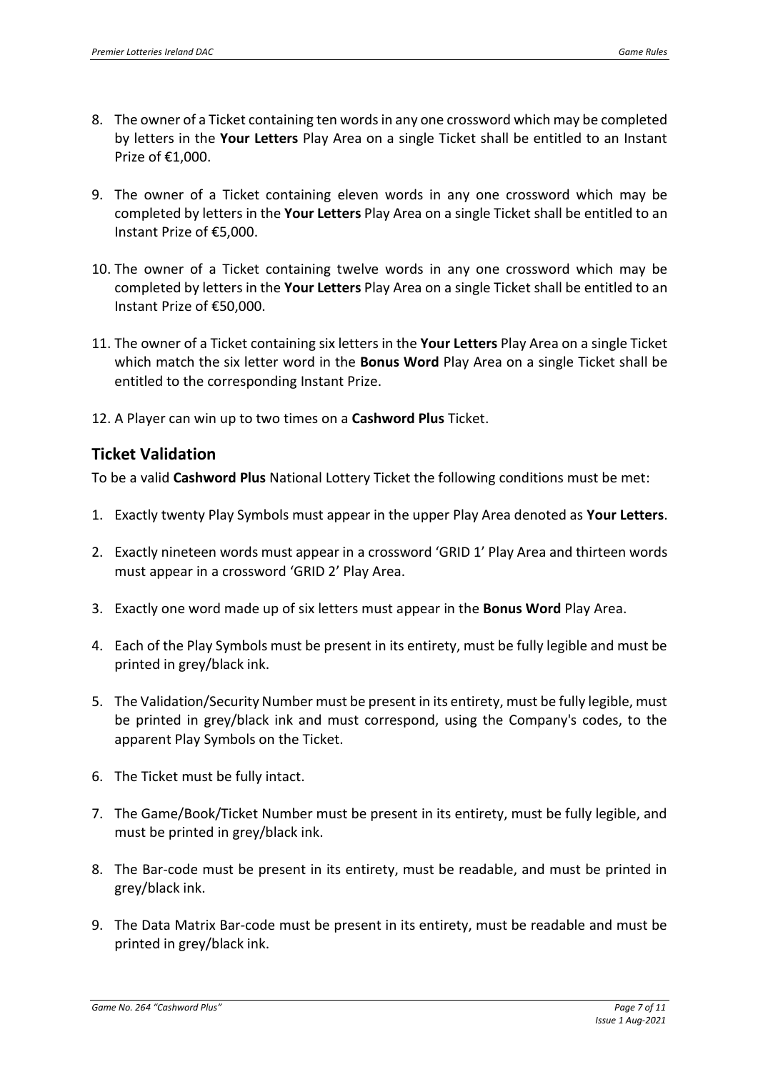8. The owner of a Ticket containing ten words in any one crossword which may be completed by letters in the **Your Letters** Play Area on a single Ticket shall be entitled to an Instant Prize of €1,000.

9. The owner of a Ticket containing eleven words in any one crossword which may be completed by letters in the **Your Letters** Play Area on a single Ticket shall be entitled to an Instant Prize of €5,000.

10. The owner of a Ticket containing twelve words in any one crossword which may be completed by letters in the **Your Letters** Play Area on a single Ticket shall be entitled to an Instant Prize of €50,000.

11. The owner of a Ticket containing six letters in the **Your Letters** Play Area on a single Ticket which match the six letter word in the **Bonus Word** Play Area on a single Ticket shall be entitled to the corresponding Instant Prize.

12. A Player can win up to two times on a **Cashword Plus** Ticket.

## Ticket Validation

To be a valid **Cashword Plus** National Lottery Ticket the following conditions must be met:

1. Exactly twenty Play Symbols must appear in the upper Play Area denoted as **Your Letters**.

2. Exactly nineteen words must appear in a crossword 'GRID 1' Play Area and thirteen words must appear in a crossword 'GRID 2' Play Area.

3. Exactly one word made up of six letters must appear in the **Bonus Word** Play Area.

4. Each of the Play Symbols must be present in its entirety, must be fully legible and must be printed in grey/black ink.

5. The Validation/Security Number must be present in its entirety, must be fully legible, must be printed in grey/black ink and must correspond, using the Company's codes, to the apparent Play Symbols on the Ticket.

6. The Ticket must be fully intact.

7. The Game/Book/Ticket Number must be present in its entirety, must be fully legible, and must be printed in grey/black ink.

8. The Bar-code must be present in its entirety, must be readable, and must be printed in grey/black ink.

9. The Data Matrix Bar-code must be present in its entirety, must be readable and must be printed in grey/black ink.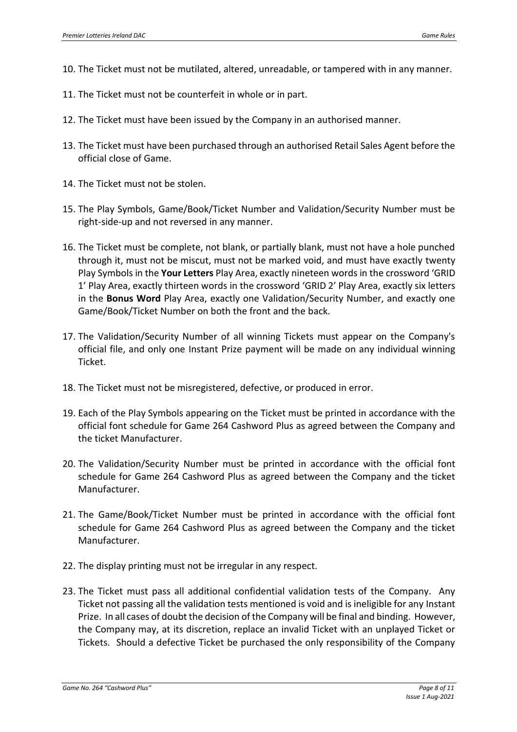10. The Ticket must not be mutilated, altered, unreadable, or tampered with in any manner.

11. The Ticket must not be counterfeit in whole or in part.

12. The Ticket must have been issued by the Company in an authorised manner.

13. The Ticket must have been purchased through an authorised Retail Sales Agent before the official close of Game.

14. The Ticket must not be stolen.

15. The Play Symbols, Game/Book/Ticket Number and Validation/Security Number must be right-side-up and not reversed in any manner.

16. The Ticket must be complete, not blank, or partially blank, must not have a hole punched through it, must not be miscut, must not be marked void, and must have exactly twenty Play Symbols in the **Your Letters** Play Area, exactly nineteen words in the crossword 'GRID 1' Play Area, exactly thirteen words in the crossword 'GRID 2' Play Area, exactly six letters in the **Bonus Word** Play Area, exactly one Validation/Security Number, and exactly one Game/Book/Ticket Number on both the front and the back.

17. The Validation/Security Number of all winning Tickets must appear on the Company's official file, and only one Instant Prize payment will be made on any individual winning Ticket.

18. The Ticket must not be misregistered, defective, or produced in error.

19. Each of the Play Symbols appearing on the Ticket must be printed in accordance with the official font schedule for Game 264 Cashword Plus as agreed between the Company and the ticket Manufacturer.

20. The Validation/Security Number must be printed in accordance with the official font schedule for Game 264 Cashword Plus as agreed between the Company and the ticket Manufacturer.

21. The Game/Book/Ticket Number must be printed in accordance with the official font schedule for Game 264 Cashword Plus as agreed between the Company and the ticket Manufacturer.

22. The display printing must not be irregular in any respect.

23. The Ticket must pass all additional confidential validation tests of the Company. Any Ticket not passing all the validation tests mentioned is void and is ineligible for any Instant Prize. In all cases of doubt the decision of the Company will be final and binding. However, the Company may, at its discretion, replace an invalid Ticket with an unplayed Ticket or Tickets. Should a defective Ticket be purchased the only responsibility of the Company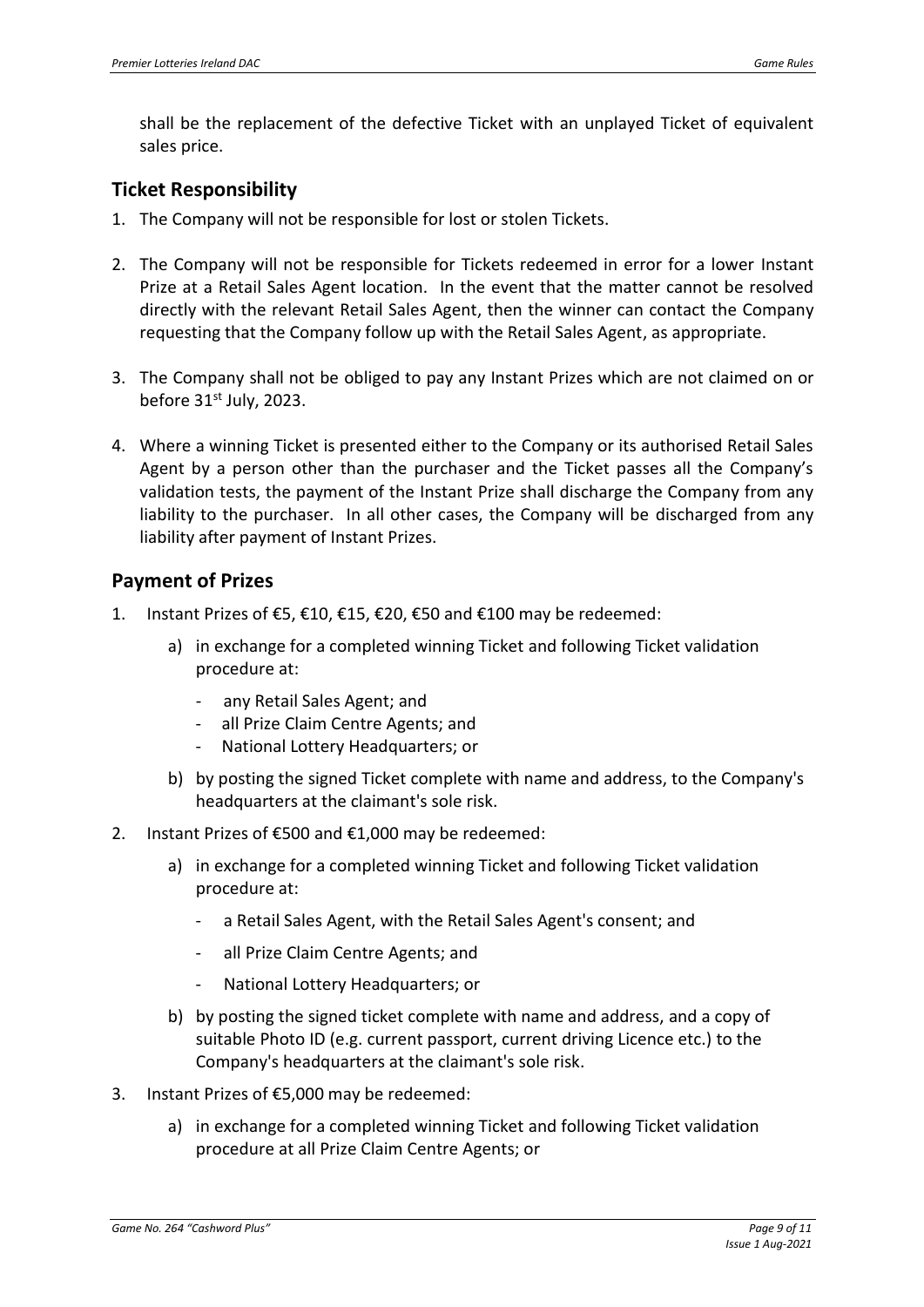shall be the replacement of the defective Ticket with an unplayed Ticket of equivalent sales price.

## Ticket Responsibility

1. The Company will not be responsible for lost or stolen Tickets.

2. The Company will not be responsible for Tickets redeemed in error for a lower Instant Prize at a Retail Sales Agent location. In the event that the matter cannot be resolved directly with the relevant Retail Sales Agent, then the winner can contact the Company requesting that the Company follow up with the Retail Sales Agent, as appropriate.

3. The Company shall not be obliged to pay any Instant Prizes which are not claimed on or before 31st July, 2023.

4. Where a winning Ticket is presented either to the Company or its authorised Retail Sales Agent by a person other than the purchaser and the Ticket passes all the Company's validation tests, the payment of the Instant Prize shall discharge the Company from any liability to the purchaser. In all other cases, the Company will be discharged from any liability after payment of Instant Prizes.

## Payment of Prizes

1. Instant Prizes of €5, €10, €15, €20, €50 and €100 may be redeemed:
   a) in exchange for a completed winning Ticket and following Ticket validation procedure at:
      - any Retail Sales Agent; and
      - all Prize Claim Centre Agents; and
      - National Lottery Headquarters; or
   b) by posting the signed Ticket complete with name and address, to the Company's headquarters at the claimant's sole risk.
2. Instant Prizes of €500 and €1,000 may be redeemed:
   a) in exchange for a completed winning Ticket and following Ticket validation procedure at:
      - a Retail Sales Agent, with the Retail Sales Agent's consent; and
      - all Prize Claim Centre Agents; and
      - National Lottery Headquarters; or
   b) by posting the signed ticket complete with name and address, and a copy of suitable Photo ID (e.g. current passport, current driving Licence etc.) to the Company's headquarters at the claimant's sole risk.
3. Instant Prizes of €5,000 may be redeemed:
   a) in exchange for a completed winning Ticket and following Ticket validation procedure at all Prize Claim Centre Agents; or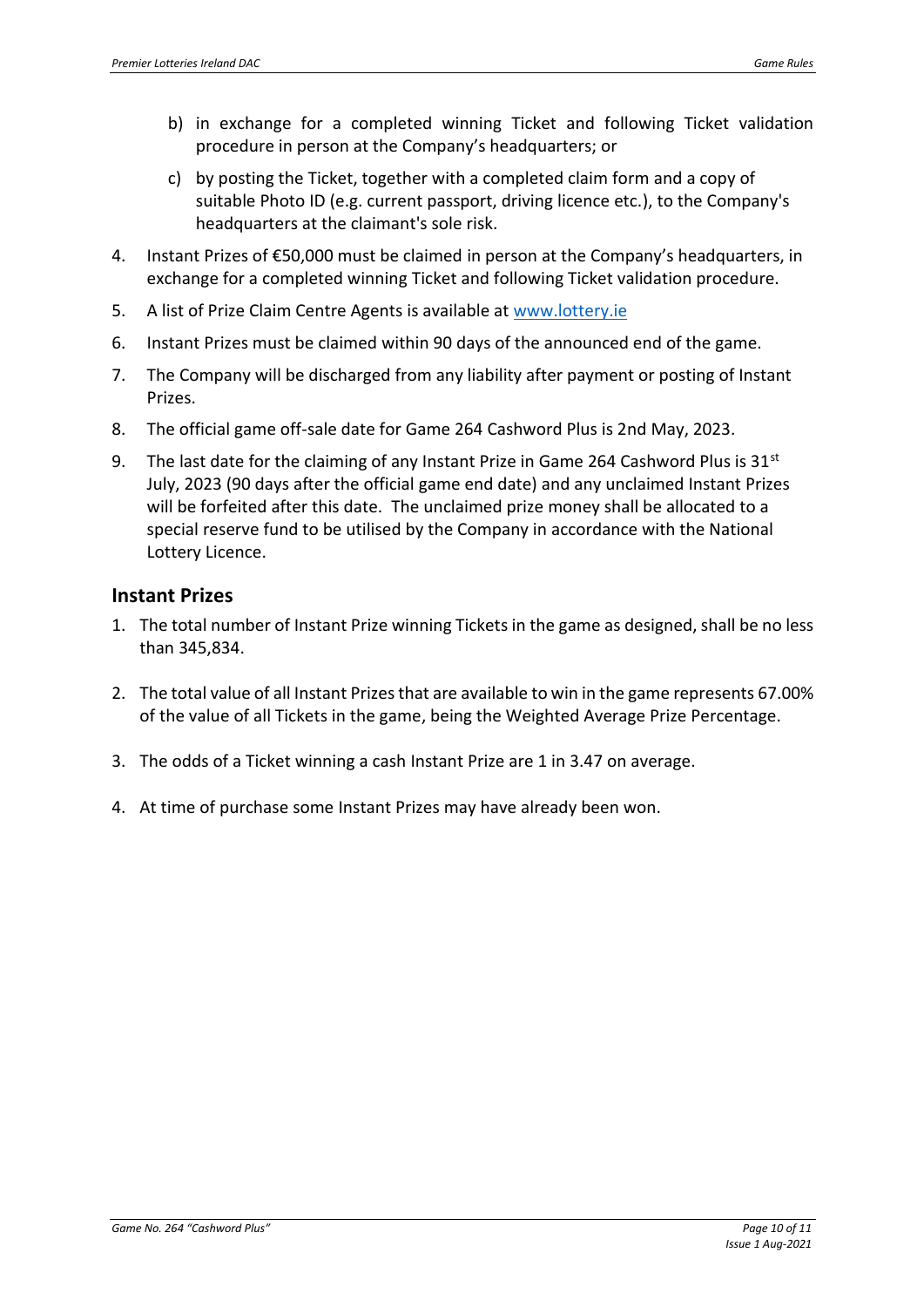b) in exchange for a completed winning Ticket and following Ticket validation procedure in person at the Company's headquarters; or

   c) by posting the Ticket, together with a completed claim form and a copy of suitable Photo ID (e.g. current passport, driving licence etc.), to the Company's headquarters at the claimant's sole risk.

4. Instant Prizes of €50,000 must be claimed in person at the Company's headquarters, in exchange for a completed winning Ticket and following Ticket validation procedure.
5. A list of Prize Claim Centre Agents is available at [www.lottery.ie](http://www.lottery.ie)
6. Instant Prizes must be claimed within 90 days of the announced end of the game.
7. The Company will be discharged from any liability after payment or posting of Instant Prizes.
8. The official game off-sale date for Game 264 Cashword Plus is 2nd May, 2023.
9. The last date for the claiming of any Instant Prize in Game 264 Cashword Plus is 31st July, 2023 (90 days after the official game end date) and any unclaimed Instant Prizes will be forfeited after this date. The unclaimed prize money shall be allocated to a special reserve fund to be utilised by the Company in accordance with the National Lottery Licence.

## Instant Prizes

1. The total number of Instant Prize winning Tickets in the game as designed, shall be no less than 345,834.
2. The total value of all Instant Prizes that are available to win in the game represents 67.00% of the value of all Tickets in the game, being the Weighted Average Prize Percentage.
3. The odds of a Ticket winning a cash Instant Prize are 1 in 3.47 on average.
4. At time of purchase some Instant Prizes may have already been won.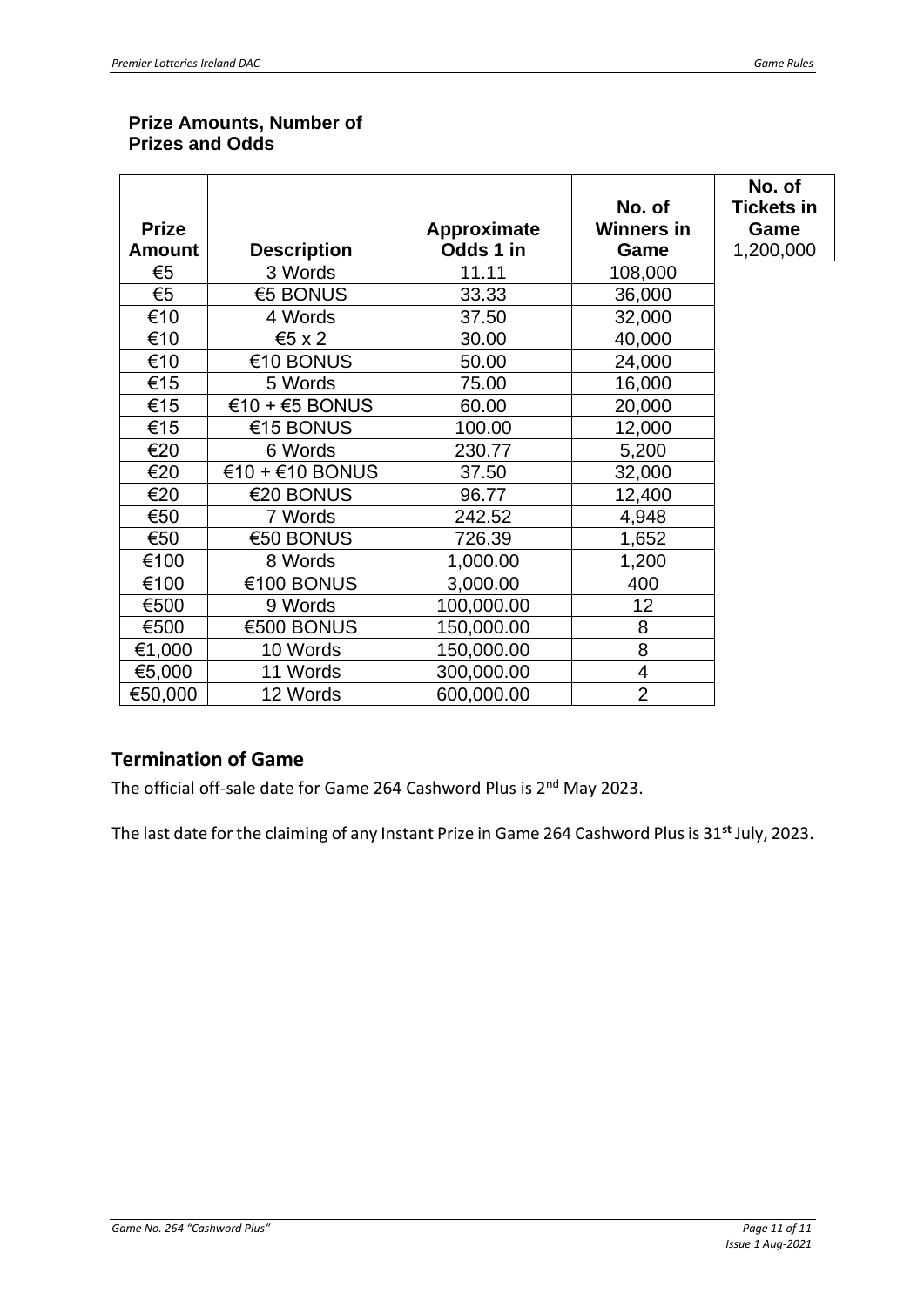**Prize Amounts, Number of Prizes and Odds**

| Prize Amount | Description | Approximate Odds 1 in | No. of Winners in Game | No. of Tickets in Game 1,200,000 |
|---|---|---|---|---|
| €5 | 3 Words | 11.11 | 108,000 | |
| €5 | €5 BONUS | 33.33 | 36,000 | |
| €10 | 4 Words | 37.50 | 32,000 | |
| €10 | €5 x 2 | 30.00 | 40,000 | |
| €10 | €10 BONUS | 50.00 | 24,000 | |
| €15 | 5 Words | 75.00 | 16,000 | |
| €15 | €10 + €5 BONUS | 60.00 | 20,000 | |
| €15 | €15 BONUS | 100.00 | 12,000 | |
| €20 | 6 Words | 230.77 | 5,200 | |
| €20 | €10 + €10 BONUS | 37.50 | 32,000 | |
| €20 | €20 BONUS | 96.77 | 12,400 | |
| €50 | 7 Words | 242.52 | 4,948 | |
| €50 | €50 BONUS | 726.39 | 1,652 | |
| €100 | 8 Words | 1,000.00 | 1,200 | |
| €100 | €100 BONUS | 3,000.00 | 400 | |
| €500 | 9 Words | 100,000.00 | 12 | |
| €500 | €500 BONUS | 150,000.00 | 8 | |
| €1,000 | 10 Words | 150,000.00 | 8 | |
| €5,000 | 11 Words | 300,000.00 | 4 | |
| €50,000 | 12 Words | 600,000.00 | 2 | |

## Termination of Game

The official off-sale date for Game 264 Cashword Plus is 2nd May 2023.

The last date for the claiming of any Instant Prize in Game 264 Cashword Plus is 31**st** July, 2023.